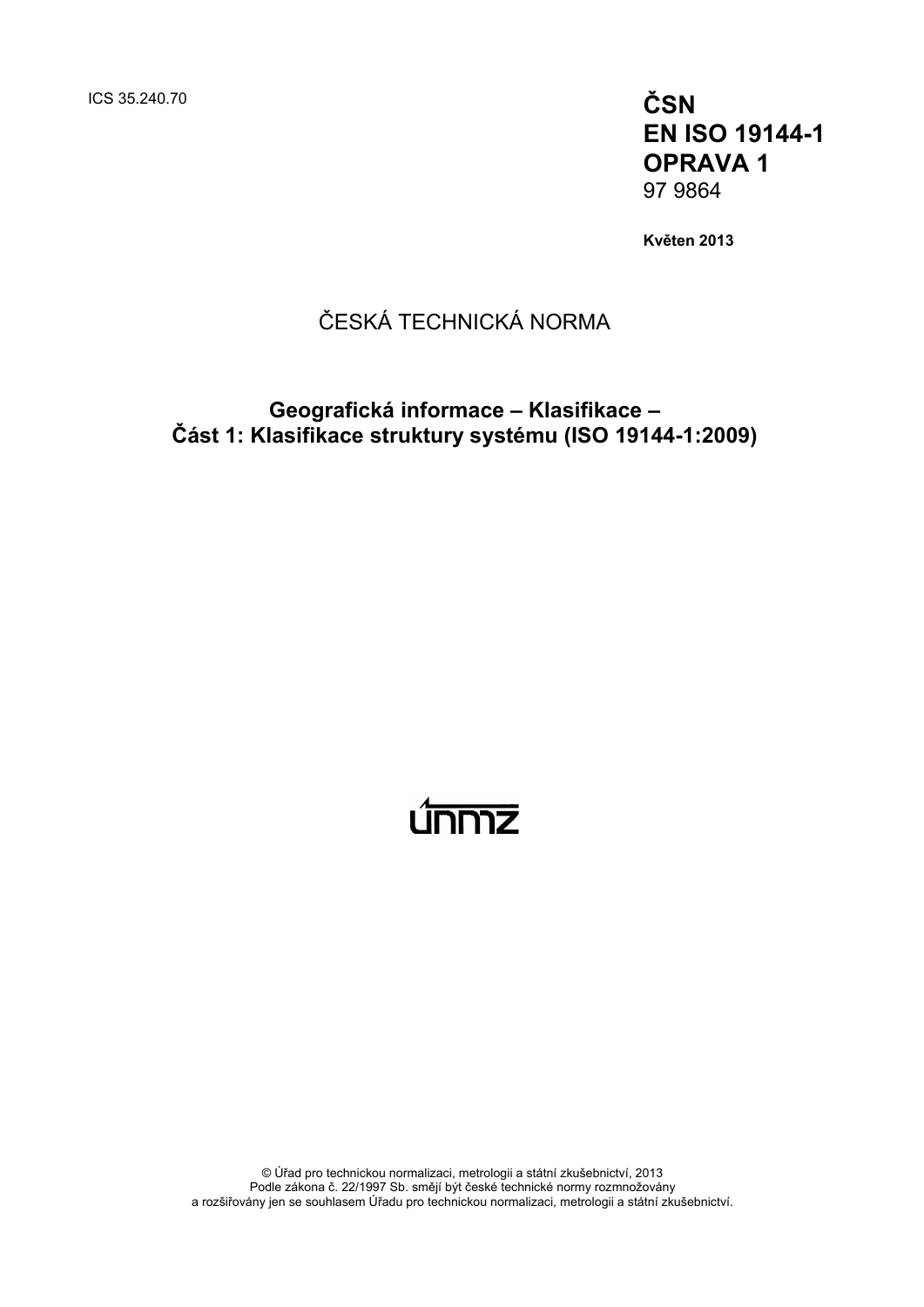ICS 35.240.70

**ČSN**
**EN ISO 19144-1**
**OPRAVA 1**
97 9864

**Květen 2013**

ČESKÁ TECHNICKÁ NORMA

## Geografická informace – Klasifikace – Část 1: Klasifikace struktury systému (ISO 19144-1:2009)

únmz

© Úřad pro technickou normalizaci, metrologii a státní zkušebnictví, 2013
Podle zákona č. 22/1997 Sb. smějí být české technické normy rozmnožovány
a rozšiřovány jen se souhlasem Úřadu pro technickou normalizaci, metrologii a státní zkušebnictví.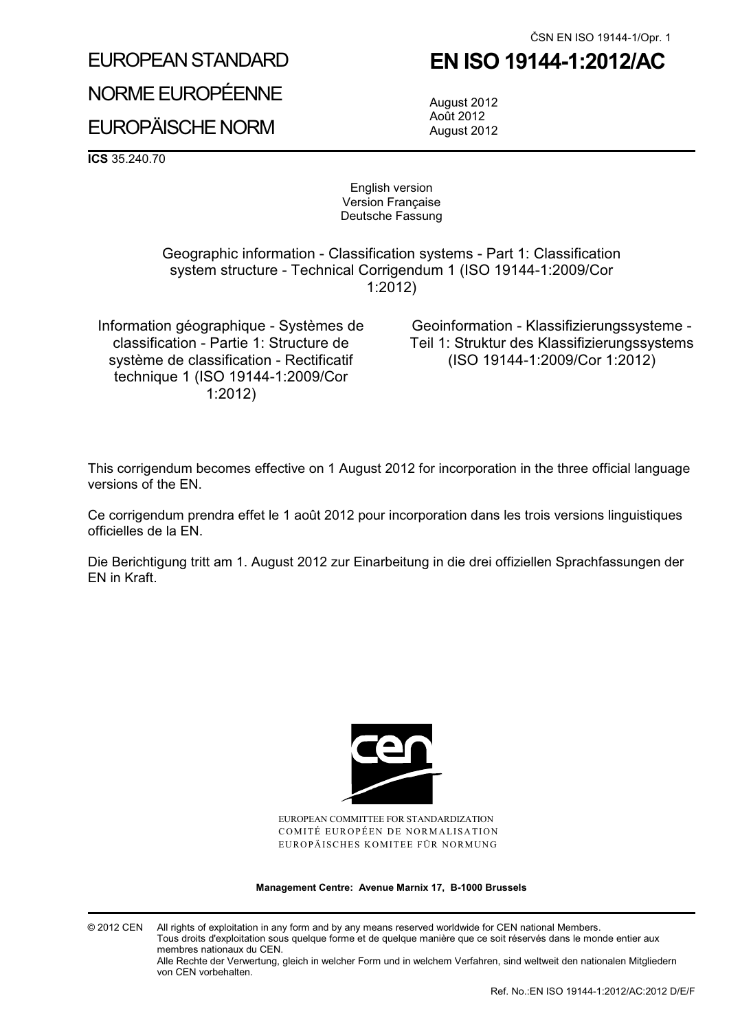ČSN EN ISO 19144-1/Opr. 1

EUROPEAN STANDARD

NORME EUROPÉENNE

EUROPÄISCHE NORM

# EN ISO 19144-1:2012/AC

August 2012
Août 2012
August 2012

**ICS** 35.240.70

English version
Version Française
Deutsche Fassung

Geographic information - Classification systems - Part 1: Classification system structure - Technical Corrigendum 1 (ISO 19144-1:2009/Cor 1:2012)

Information géographique - Systèmes de classification - Partie 1: Structure de système de classification - Rectificatif technique 1 (ISO 19144-1:2009/Cor 1:2012)

Geoinformation - Klassifizierungssysteme - Teil 1: Struktur des Klassifizierungssystems (ISO 19144-1:2009/Cor 1:2012)

This corrigendum becomes effective on 1 August 2012 for incorporation in the three official language versions of the EN.

Ce corrigendum prendra effet le 1 août 2012 pour incorporation dans les trois versions linguistiques officielles de la EN.

Die Berichtigung tritt am 1. August 2012 zur Einarbeitung in die drei offiziellen Sprachfassungen der EN in Kraft.

EUROPEAN COMMITTEE FOR STANDARDIZATION
COMITÉ EUROPÉEN DE NORMALISATION
EUROPÄISCHES KOMITEE FÜR NORMUNG

**Management Centre: Avenue Marnix 17, B-1000 Brussels**

© 2012 CEN All rights of exploitation in any form and by any means reserved worldwide for CEN national Members.
Tous droits d'exploitation sous quelque forme et de quelque manière que ce soit réservés dans le monde entier aux membres nationaux du CEN.
Alle Rechte der Verwertung, gleich in welcher Form und in welchem Verfahren, sind weltweit den nationalen Mitgliedern von CEN vorbehalten.

Ref. No.:EN ISO 19144-1:2012/AC:2012 D/E/F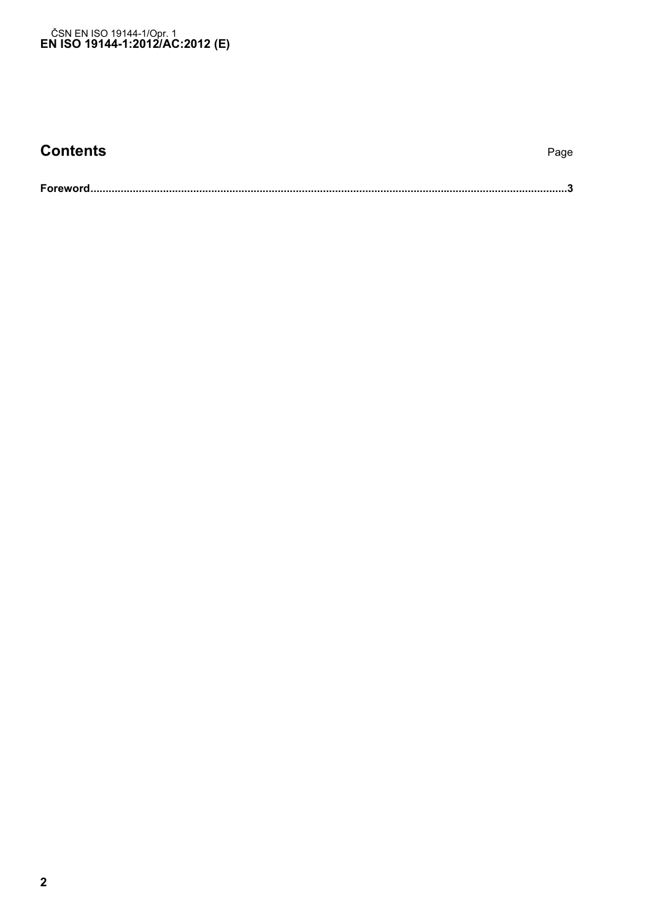## Contents

Page

**Foreword**......................................................................................................................................................**3**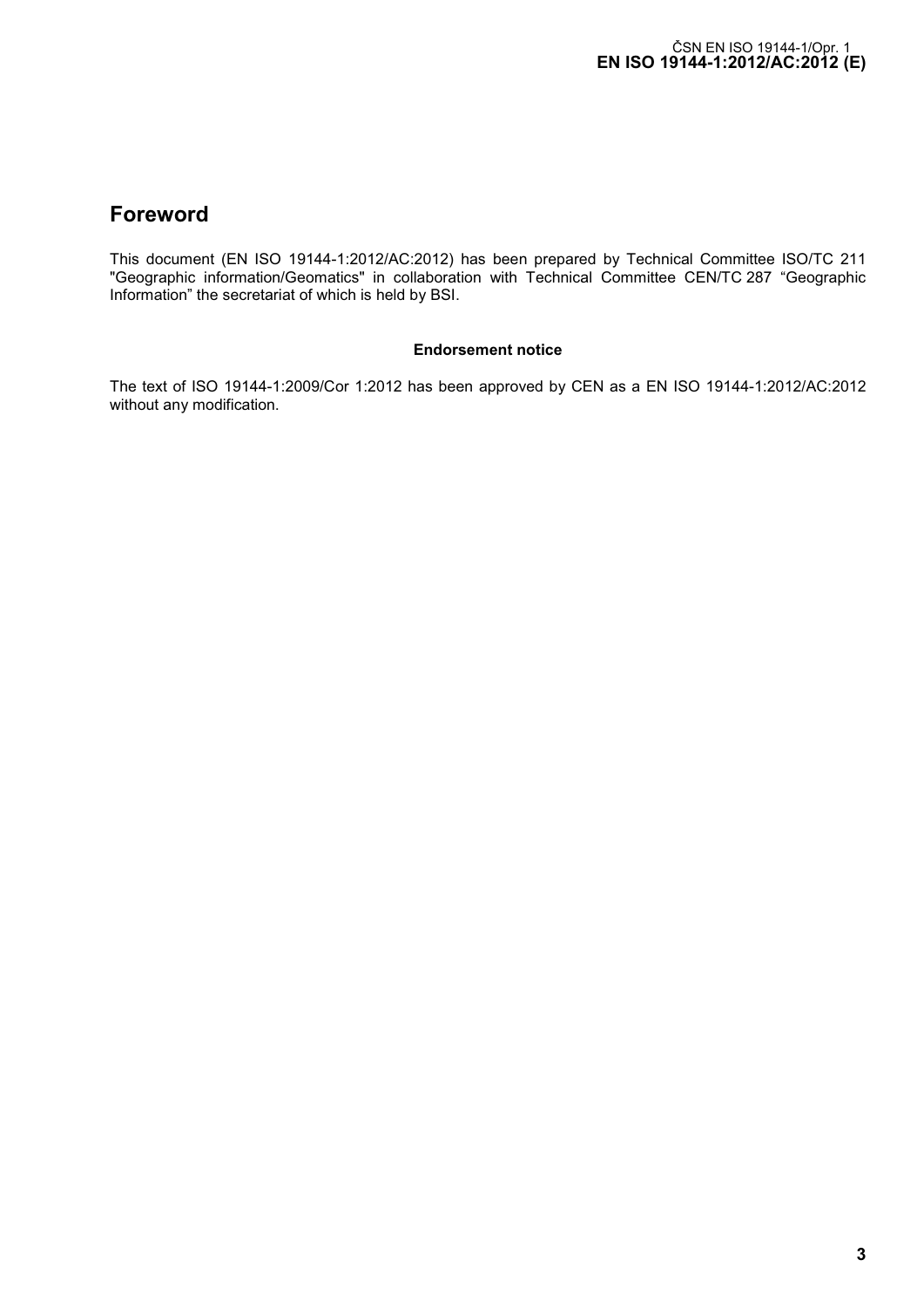## Foreword

This document (EN ISO 19144-1:2012/AC:2012) has been prepared by Technical Committee ISO/TC 211 "Geographic information/Geomatics" in collaboration with Technical Committee CEN/TC 287 “Geographic Information” the secretariat of which is held by BSI.

**Endorsement notice**

The text of ISO 19144-1:2009/Cor 1:2012 has been approved by CEN as a EN ISO 19144-1:2012/AC:2012 without any modification.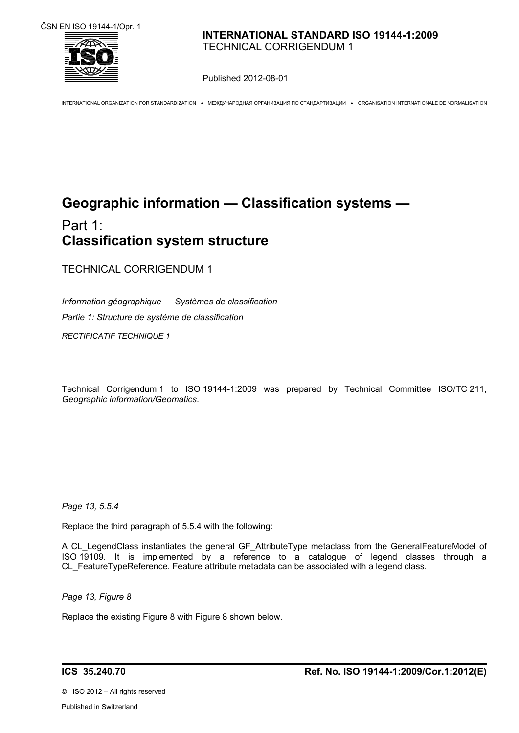ČSN EN ISO 19144-1/Opr. 1

**INTERNATIONAL STANDARD ISO 19144-1:2009**
TECHNICAL CORRIGENDUM 1

Published 2012-08-01

INTERNATIONAL ORGANIZATION FOR STANDARDIZATION • МЕЖДУНАРОДНАЯ ОРГАНИЗАЦИЯ ПО СТАНДАРТИЗАЦИИ • ORGANISATION INTERNATIONALE DE NORMALISATION

# Geographic information — Classification systems —

## Part 1: Classification system structure

TECHNICAL CORRIGENDUM 1

*Information géographique — Systèmes de classification —*

*Partie 1: Structure de système de classification*

*RECTIFICATIF TECHNIQUE 1*

Technical Corrigendum 1 to ISO 19144-1:2009 was prepared by Technical Committee ISO/TC 211, *Geographic information/Geomatics*.

---

*Page 13, 5.5.4*

Replace the third paragraph of 5.5.4 with the following:

A CL_LegendClass instantiates the general GF_AttributeType metaclass from the GeneralFeatureModel of ISO 19109. It is implemented by a reference to a catalogue of legend classes through a CL_FeatureTypeReference. Feature attribute metadata can be associated with a legend class.

*Page 13, Figure 8*

Replace the existing Figure 8 with Figure 8 shown below.

**ICS 35.240.70** **Ref. No. ISO 19144-1:2009/Cor.1:2012(E)**

© ISO 2012 – All rights reserved

Published in Switzerland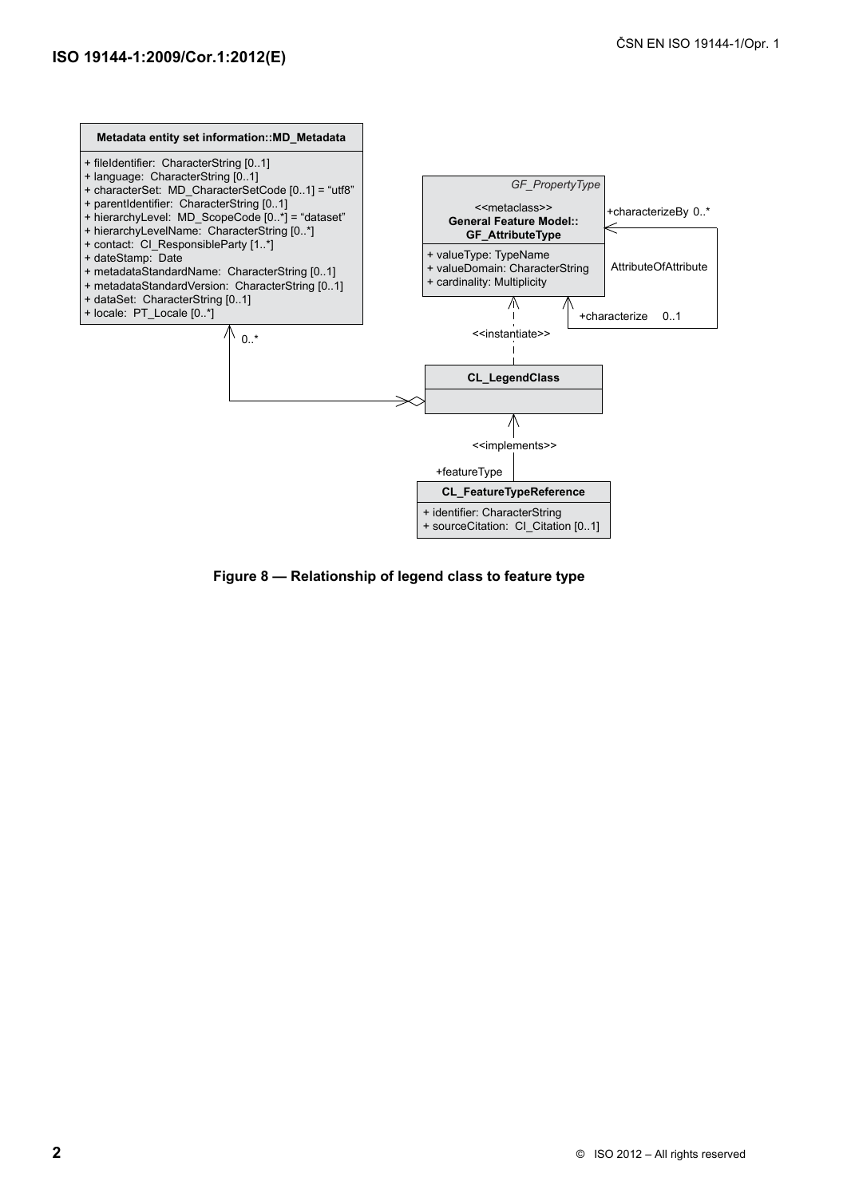Metadata entity set information::MD_Metadata

+ fileIdentifier: CharacterString [0..1]
+ language: CharacterString [0..1]
+ characterSet: MD_CharacterSetCode [0..1] = "utf8"
+ parentIdentifier: CharacterString [0..1]
+ hierarchyLevel: MD_ScopeCode [0..*] = "dataset"
+ hierarchyLevelName: CharacterString [0..*]
+ contact: CI_ResponsibleParty [1..*]
+ dateStamp: Date
+ metadataStandardName: CharacterString [0..1]
+ metadataStandardVersion: CharacterString [0..1]
+ dataSet: CharacterString [0..1]
+ locale: PT_Locale [0..*]

0..*

GF_PropertyType

<<metaclass>>
General Feature Model::
GF_AttributeType

+ valueType: TypeName
+ valueDomain: CharacterString
+ cardinality: Multiplicity

+characterizeBy 0..*

AttributeOfAttribute

+characterize 0..1

<<instantiate>>

CL_LegendClass

<<implements>>

+featureType

CL_FeatureTypeReference

+ identifier: CharacterString
+ sourceCitation: CI_Citation [0..1]

**Figure 8 — Relationship of legend class to feature type**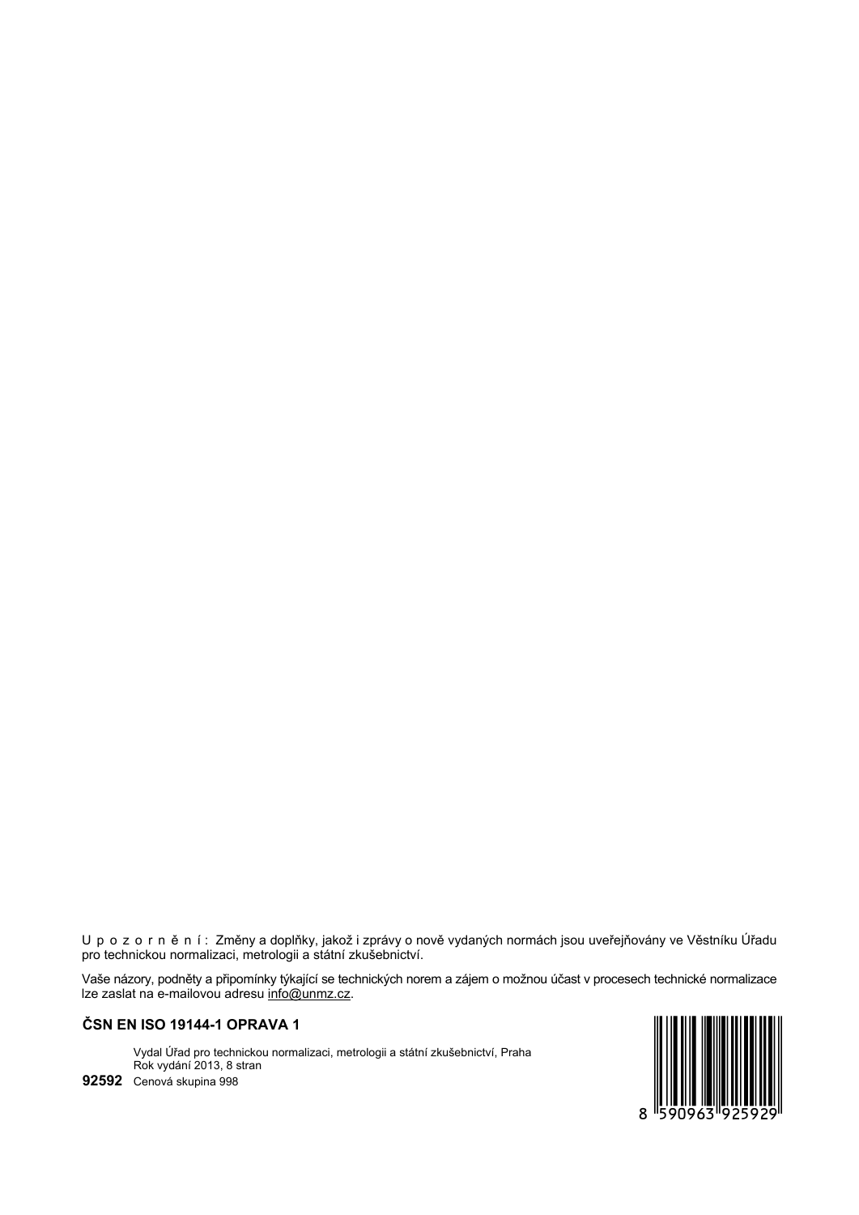U p o z o r n ě n í : Změny a doplňky, jakož i zprávy o nově vydaných normách jsou uveřejňovány ve Věstníku Úřadu pro technickou normalizaci, metrologii a státní zkušebnictví.

Vaše názory, podněty a připomínky týkající se technických norem a zájem o možnou účast v procesech technické normalizace lze zaslat na e-mailovou adresu info@unmz.cz.

**ČSN EN ISO 19144-1 OPRAVA 1**

Vydal Úřad pro technickou normalizaci, metrologii a státní zkušebnictví, Praha
Rok vydání 2013, 8 stran

**92592** Cenová skupina 998

8 590963 925929